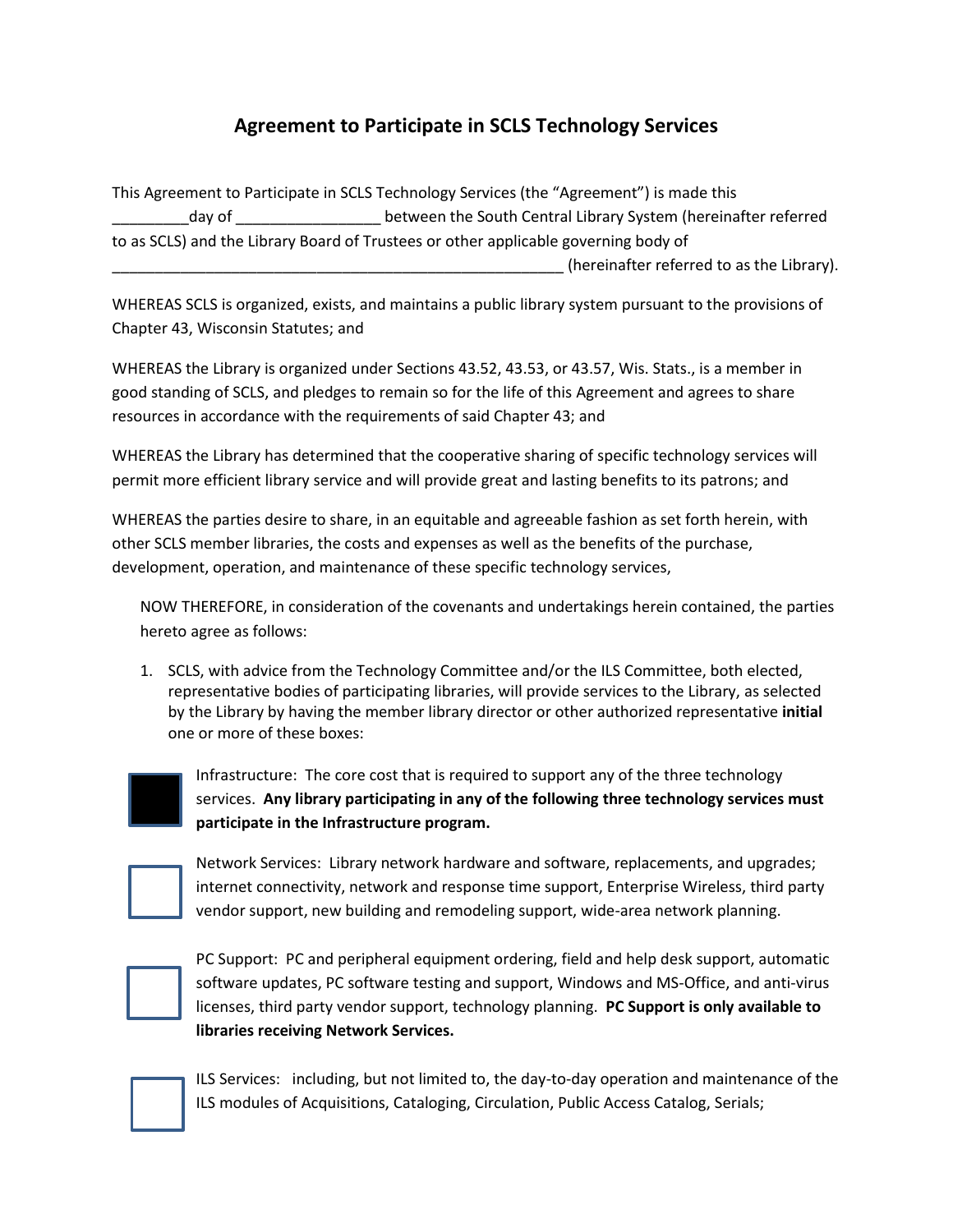# Agreement to Participate in SCLS Technology Services

This Agreement to Participate in SCLS Technology Services (the "Agreement") is made this _________day of _________________ between the South Central Library System (hereinafter referred to as SCLS) and the Library Board of Trustees or other applicable governing body of _______________________________________________________ (hereinafter referred to as the Library).

WHEREAS SCLS is organized, exists, and maintains a public library system pursuant to the provisions of Chapter 43, Wisconsin Statutes; and

WHEREAS the Library is organized under Sections 43.52, 43.53, or 43.57, Wis. Stats., is a member in good standing of SCLS, and pledges to remain so for the life of this Agreement and agrees to share resources in accordance with the requirements of said Chapter 43; and

WHEREAS the Library has determined that the cooperative sharing of specific technology services will permit more efficient library service and will provide great and lasting benefits to its patrons; and

WHEREAS the parties desire to share, in an equitable and agreeable fashion as set forth herein, with other SCLS member libraries, the costs and expenses as well as the benefits of the purchase, development, operation, and maintenance of these specific technology services,

NOW THEREFORE, in consideration of the covenants and undertakings herein contained, the parties hereto agree as follows:

1. SCLS, with advice from the Technology Committee and/or the ILS Committee, both elected, representative bodies of participating libraries, will provide services to the Library, as selected by the Library by having the member library director or other authorized representative **initial** one or more of these boxes:

■ Infrastructure: The core cost that is required to support any of the three technology services. **Any library participating in any of the following three technology services must participate in the Infrastructure program.**

☐ Network Services: Library network hardware and software, replacements, and upgrades; internet connectivity, network and response time support, Enterprise Wireless, third party vendor support, new building and remodeling support, wide-area network planning.

☐ PC Support: PC and peripheral equipment ordering, field and help desk support, automatic software updates, PC software testing and support, Windows and MS-Office, and anti-virus licenses, third party vendor support, technology planning. **PC Support is only available to libraries receiving Network Services.**

☐ ILS Services: including, but not limited to, the day-to-day operation and maintenance of the ILS modules of Acquisitions, Cataloging, Circulation, Public Access Catalog, Serials;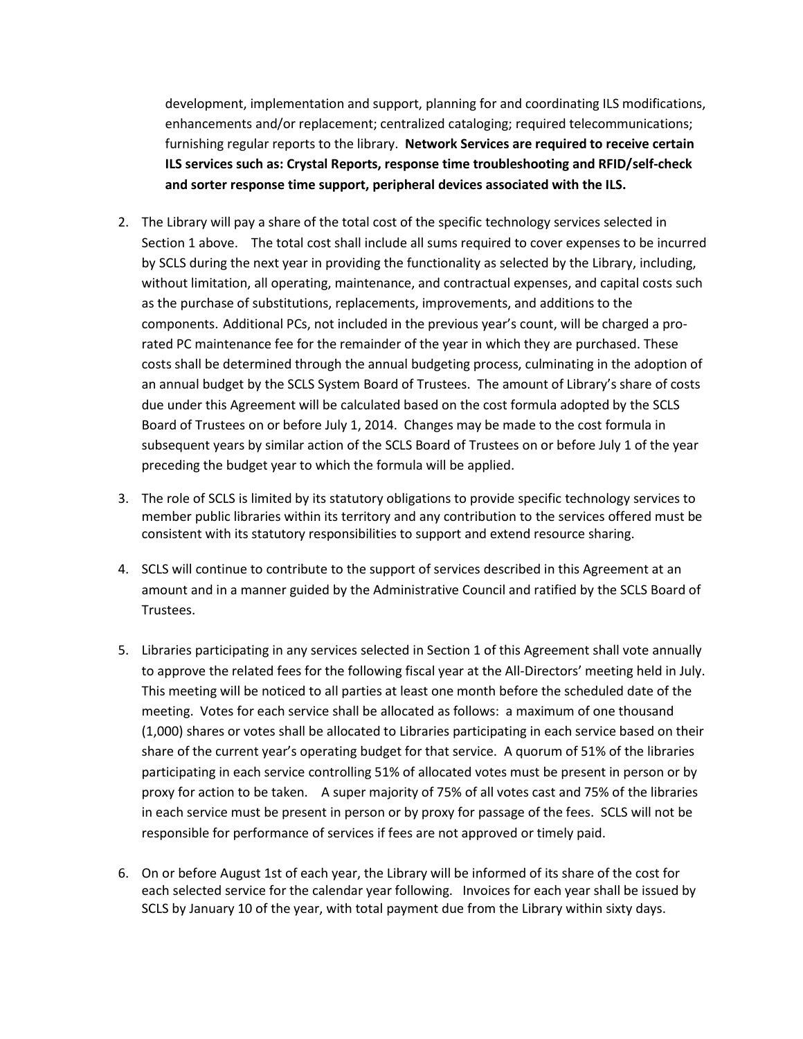development, implementation and support, planning for and coordinating ILS modifications, enhancements and/or replacement; centralized cataloging; required telecommunications; furnishing regular reports to the library. **Network Services are required to receive certain ILS services such as: Crystal Reports, response time troubleshooting and RFID/self-check and sorter response time support, peripheral devices associated with the ILS.**

2. The Library will pay a share of the total cost of the specific technology services selected in Section 1 above. The total cost shall include all sums required to cover expenses to be incurred by SCLS during the next year in providing the functionality as selected by the Library, including, without limitation, all operating, maintenance, and contractual expenses, and capital costs such as the purchase of substitutions, replacements, improvements, and additions to the components. Additional PCs, not included in the previous year's count, will be charged a pro-rated PC maintenance fee for the remainder of the year in which they are purchased. These costs shall be determined through the annual budgeting process, culminating in the adoption of an annual budget by the SCLS System Board of Trustees. The amount of Library's share of costs due under this Agreement will be calculated based on the cost formula adopted by the SCLS Board of Trustees on or before July 1, 2014. Changes may be made to the cost formula in subsequent years by similar action of the SCLS Board of Trustees on or before July 1 of the year preceding the budget year to which the formula will be applied.

3. The role of SCLS is limited by its statutory obligations to provide specific technology services to member public libraries within its territory and any contribution to the services offered must be consistent with its statutory responsibilities to support and extend resource sharing.

4. SCLS will continue to contribute to the support of services described in this Agreement at an amount and in a manner guided by the Administrative Council and ratified by the SCLS Board of Trustees.

5. Libraries participating in any services selected in Section 1 of this Agreement shall vote annually to approve the related fees for the following fiscal year at the All-Directors' meeting held in July. This meeting will be noticed to all parties at least one month before the scheduled date of the meeting. Votes for each service shall be allocated as follows: a maximum of one thousand (1,000) shares or votes shall be allocated to Libraries participating in each service based on their share of the current year's operating budget for that service. A quorum of 51% of the libraries participating in each service controlling 51% of allocated votes must be present in person or by proxy for action to be taken. A super majority of 75% of all votes cast and 75% of the libraries in each service must be present in person or by proxy for passage of the fees. SCLS will not be responsible for performance of services if fees are not approved or timely paid.

6. On or before August 1st of each year, the Library will be informed of its share of the cost for each selected service for the calendar year following. Invoices for each year shall be issued by SCLS by January 10 of the year, with total payment due from the Library within sixty days.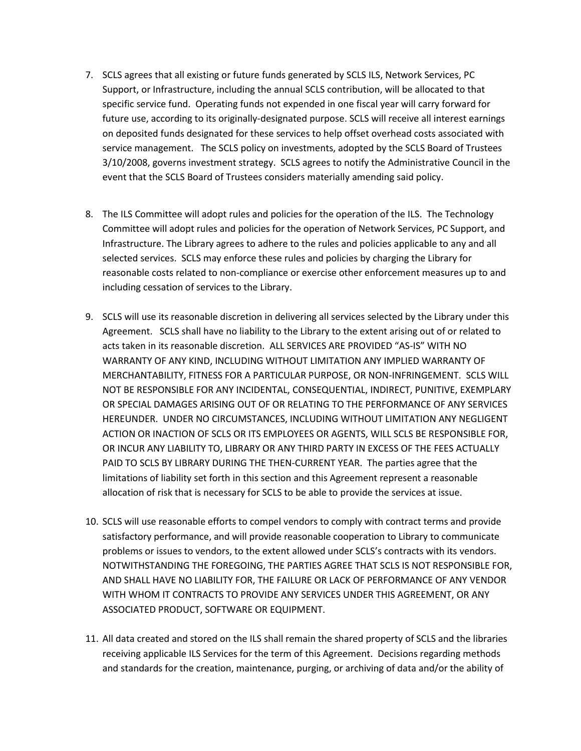7. SCLS agrees that all existing or future funds generated by SCLS ILS, Network Services, PC Support, or Infrastructure, including the annual SCLS contribution, will be allocated to that specific service fund. Operating funds not expended in one fiscal year will carry forward for future use, according to its originally-designated purpose. SCLS will receive all interest earnings on deposited funds designated for these services to help offset overhead costs associated with service management. The SCLS policy on investments, adopted by the SCLS Board of Trustees 3/10/2008, governs investment strategy. SCLS agrees to notify the Administrative Council in the event that the SCLS Board of Trustees considers materially amending said policy.

8. The ILS Committee will adopt rules and policies for the operation of the ILS. The Technology Committee will adopt rules and policies for the operation of Network Services, PC Support, and Infrastructure. The Library agrees to adhere to the rules and policies applicable to any and all selected services. SCLS may enforce these rules and policies by charging the Library for reasonable costs related to non-compliance or exercise other enforcement measures up to and including cessation of services to the Library.

9. SCLS will use its reasonable discretion in delivering all services selected by the Library under this Agreement. SCLS shall have no liability to the Library to the extent arising out of or related to acts taken in its reasonable discretion. ALL SERVICES ARE PROVIDED "AS-IS" WITH NO WARRANTY OF ANY KIND, INCLUDING WITHOUT LIMITATION ANY IMPLIED WARRANTY OF MERCHANTABILITY, FITNESS FOR A PARTICULAR PURPOSE, OR NON-INFRINGEMENT. SCLS WILL NOT BE RESPONSIBLE FOR ANY INCIDENTAL, CONSEQUENTIAL, INDIRECT, PUNITIVE, EXEMPLARY OR SPECIAL DAMAGES ARISING OUT OF OR RELATING TO THE PERFORMANCE OF ANY SERVICES HEREUNDER. UNDER NO CIRCUMSTANCES, INCLUDING WITHOUT LIMITATION ANY NEGLIGENT ACTION OR INACTION OF SCLS OR ITS EMPLOYEES OR AGENTS, WILL SCLS BE RESPONSIBLE FOR, OR INCUR ANY LIABILITY TO, LIBRARY OR ANY THIRD PARTY IN EXCESS OF THE FEES ACTUALLY PAID TO SCLS BY LIBRARY DURING THE THEN-CURRENT YEAR. The parties agree that the limitations of liability set forth in this section and this Agreement represent a reasonable allocation of risk that is necessary for SCLS to be able to provide the services at issue.

10. SCLS will use reasonable efforts to compel vendors to comply with contract terms and provide satisfactory performance, and will provide reasonable cooperation to Library to communicate problems or issues to vendors, to the extent allowed under SCLS's contracts with its vendors. NOTWITHSTANDING THE FOREGOING, THE PARTIES AGREE THAT SCLS IS NOT RESPONSIBLE FOR, AND SHALL HAVE NO LIABILITY FOR, THE FAILURE OR LACK OF PERFORMANCE OF ANY VENDOR WITH WHOM IT CONTRACTS TO PROVIDE ANY SERVICES UNDER THIS AGREEMENT, OR ANY ASSOCIATED PRODUCT, SOFTWARE OR EQUIPMENT.

11. All data created and stored on the ILS shall remain the shared property of SCLS and the libraries receiving applicable ILS Services for the term of this Agreement. Decisions regarding methods and standards for the creation, maintenance, purging, or archiving of data and/or the ability of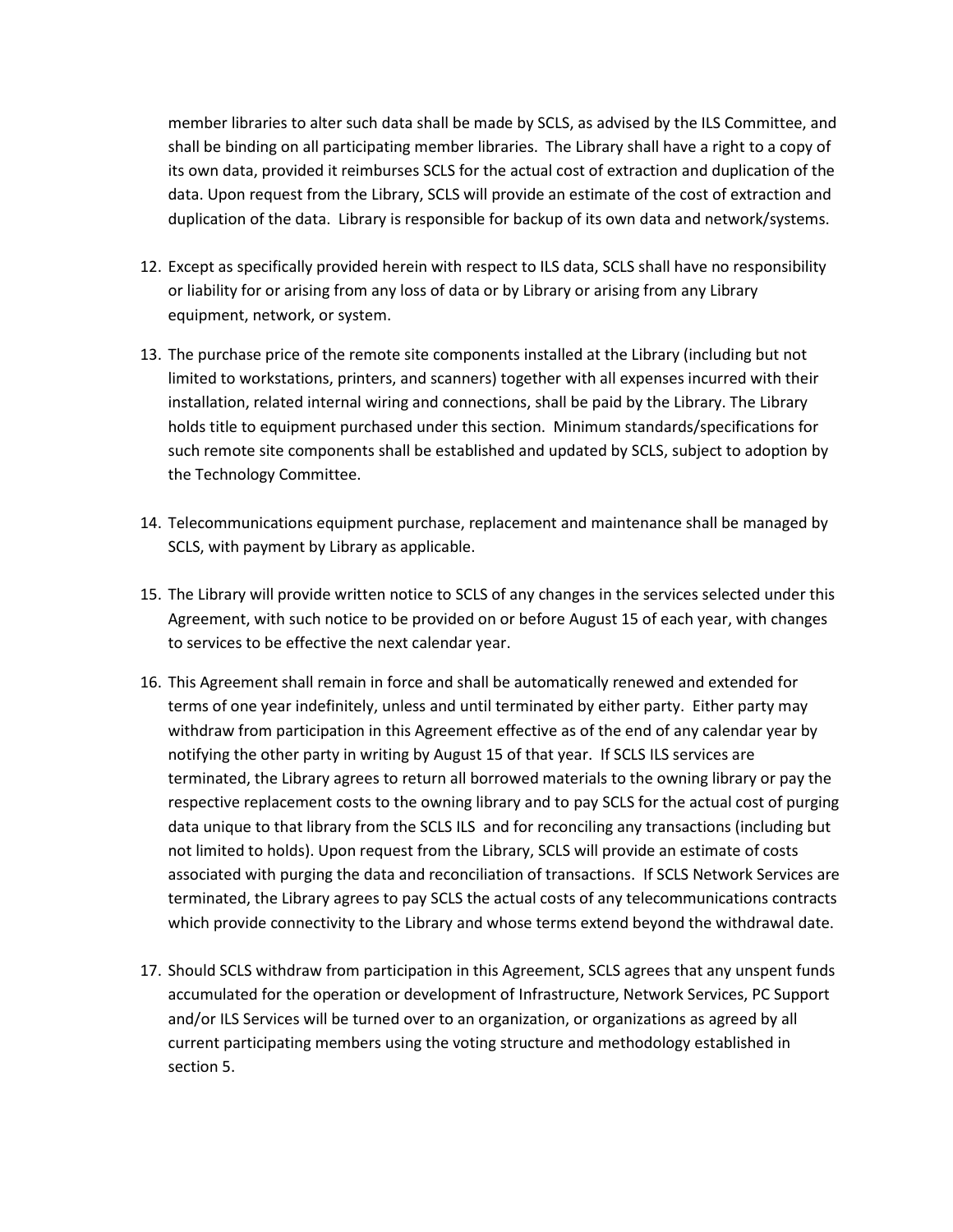member libraries to alter such data shall be made by SCLS, as advised by the ILS Committee, and shall be binding on all participating member libraries. The Library shall have a right to a copy of its own data, provided it reimburses SCLS for the actual cost of extraction and duplication of the data. Upon request from the Library, SCLS will provide an estimate of the cost of extraction and duplication of the data. Library is responsible for backup of its own data and network/systems.

12. Except as specifically provided herein with respect to ILS data, SCLS shall have no responsibility or liability for or arising from any loss of data or by Library or arising from any Library equipment, network, or system.

13. The purchase price of the remote site components installed at the Library (including but not limited to workstations, printers, and scanners) together with all expenses incurred with their installation, related internal wiring and connections, shall be paid by the Library. The Library holds title to equipment purchased under this section. Minimum standards/specifications for such remote site components shall be established and updated by SCLS, subject to adoption by the Technology Committee.

14. Telecommunications equipment purchase, replacement and maintenance shall be managed by SCLS, with payment by Library as applicable.

15. The Library will provide written notice to SCLS of any changes in the services selected under this Agreement, with such notice to be provided on or before August 15 of each year, with changes to services to be effective the next calendar year.

16. This Agreement shall remain in force and shall be automatically renewed and extended for terms of one year indefinitely, unless and until terminated by either party. Either party may withdraw from participation in this Agreement effective as of the end of any calendar year by notifying the other party in writing by August 15 of that year. If SCLS ILS services are terminated, the Library agrees to return all borrowed materials to the owning library or pay the respective replacement costs to the owning library and to pay SCLS for the actual cost of purging data unique to that library from the SCLS ILS and for reconciling any transactions (including but not limited to holds). Upon request from the Library, SCLS will provide an estimate of costs associated with purging the data and reconciliation of transactions. If SCLS Network Services are terminated, the Library agrees to pay SCLS the actual costs of any telecommunications contracts which provide connectivity to the Library and whose terms extend beyond the withdrawal date.

17. Should SCLS withdraw from participation in this Agreement, SCLS agrees that any unspent funds accumulated for the operation or development of Infrastructure, Network Services, PC Support and/or ILS Services will be turned over to an organization, or organizations as agreed by all current participating members using the voting structure and methodology established in section 5.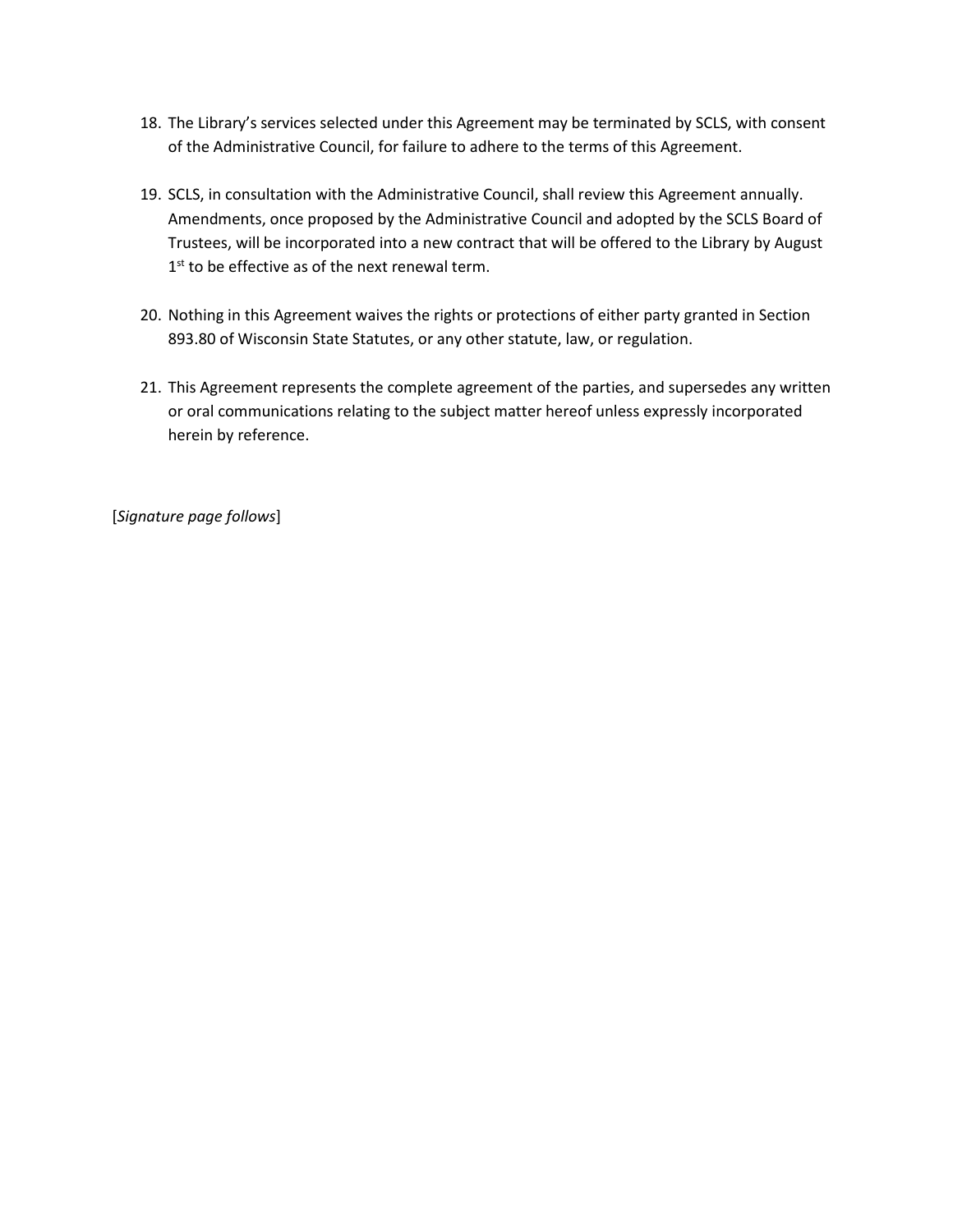18. The Library's services selected under this Agreement may be terminated by SCLS, with consent of the Administrative Council, for failure to adhere to the terms of this Agreement.

19. SCLS, in consultation with the Administrative Council, shall review this Agreement annually. Amendments, once proposed by the Administrative Council and adopted by the SCLS Board of Trustees, will be incorporated into a new contract that will be offered to the Library by August 1st to be effective as of the next renewal term.

20. Nothing in this Agreement waives the rights or protections of either party granted in Section 893.80 of Wisconsin State Statutes, or any other statute, law, or regulation.

21. This Agreement represents the complete agreement of the parties, and supersedes any written or oral communications relating to the subject matter hereof unless expressly incorporated herein by reference.

[*Signature page follows*]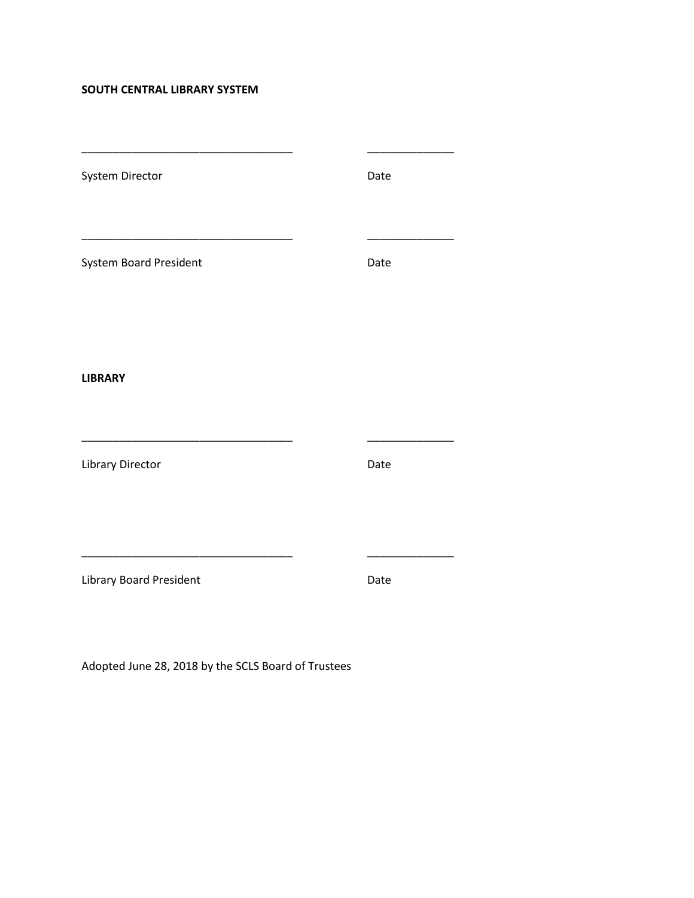**SOUTH CENTRAL LIBRARY SYSTEM**

__________________________________ ______________

System Director Date

__________________________________ ______________

System Board President Date

**LIBRARY**

__________________________________ ______________

Library Director Date

__________________________________ ______________

Library Board President Date

Adopted June 28, 2018 by the SCLS Board of Trustees